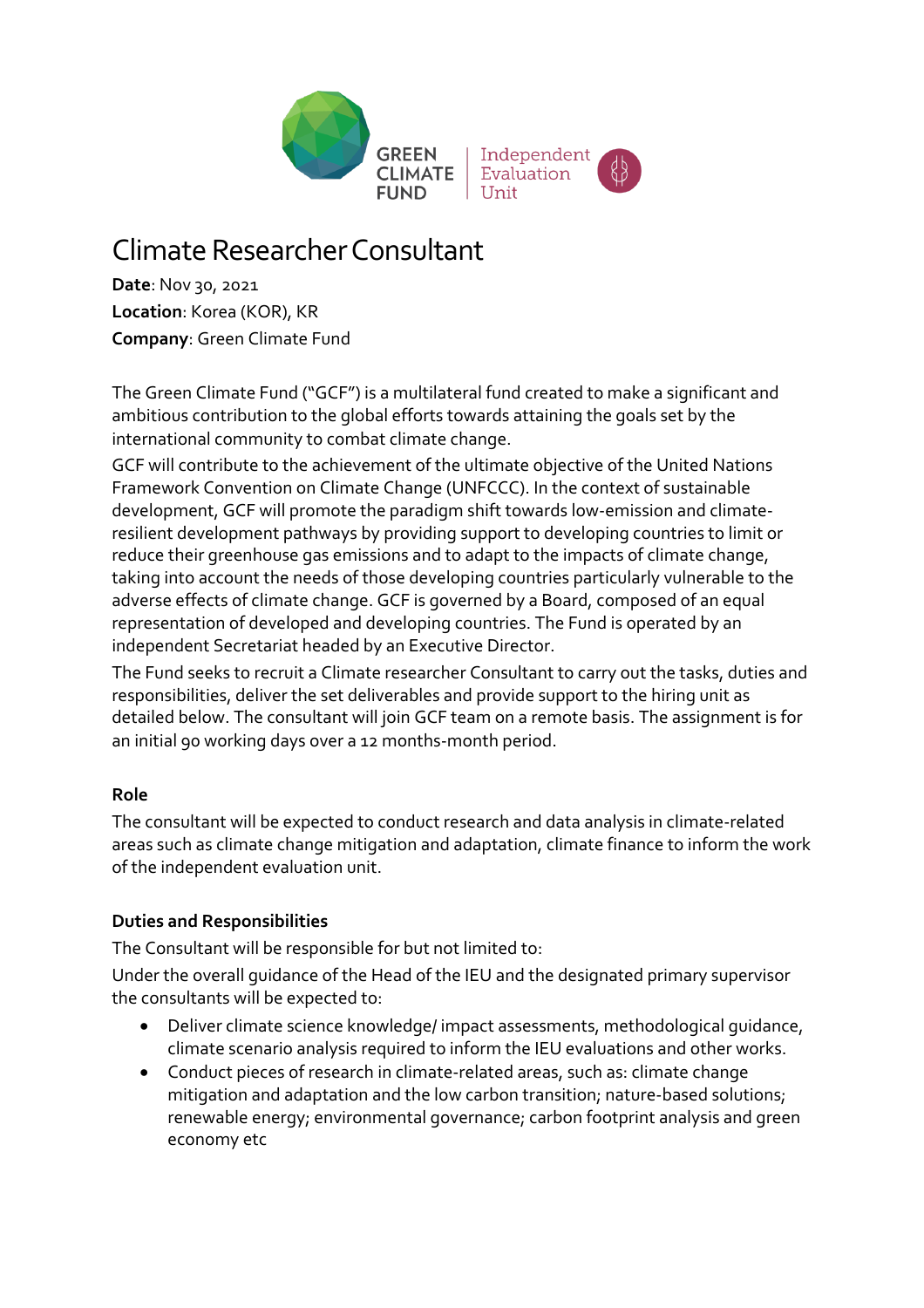# Climate Researcher Consultant

**Date**: Nov 30, 2021
**Location**: Korea (KOR), KR
**Company**: Green Climate Fund

The Green Climate Fund ("GCF") is a multilateral fund created to make a significant and ambitious contribution to the global efforts towards attaining the goals set by the international community to combat climate change.

GCF will contribute to the achievement of the ultimate objective of the United Nations Framework Convention on Climate Change (UNFCCC). In the context of sustainable development, GCF will promote the paradigm shift towards low-emission and climate-resilient development pathways by providing support to developing countries to limit or reduce their greenhouse gas emissions and to adapt to the impacts of climate change, taking into account the needs of those developing countries particularly vulnerable to the adverse effects of climate change. GCF is governed by a Board, composed of an equal representation of developed and developing countries. The Fund is operated by an independent Secretariat headed by an Executive Director.

The Fund seeks to recruit a Climate researcher Consultant to carry out the tasks, duties and responsibilities, deliver the set deliverables and provide support to the hiring unit as detailed below. The consultant will join GCF team on a remote basis. The assignment is for an initial 90 working days over a 12 months-month period.

### Role

The consultant will be expected to conduct research and data analysis in climate-related areas such as climate change mitigation and adaptation, climate finance to inform the work of the independent evaluation unit.

### Duties and Responsibilities

The Consultant will be responsible for but not limited to:

Under the overall guidance of the Head of the IEU and the designated primary supervisor the consultants will be expected to:

- Deliver climate science knowledge/ impact assessments, methodological guidance, climate scenario analysis required to inform the IEU evaluations and other works.
- Conduct pieces of research in climate-related areas, such as: climate change mitigation and adaptation and the low carbon transition; nature-based solutions; renewable energy; environmental governance; carbon footprint analysis and green economy etc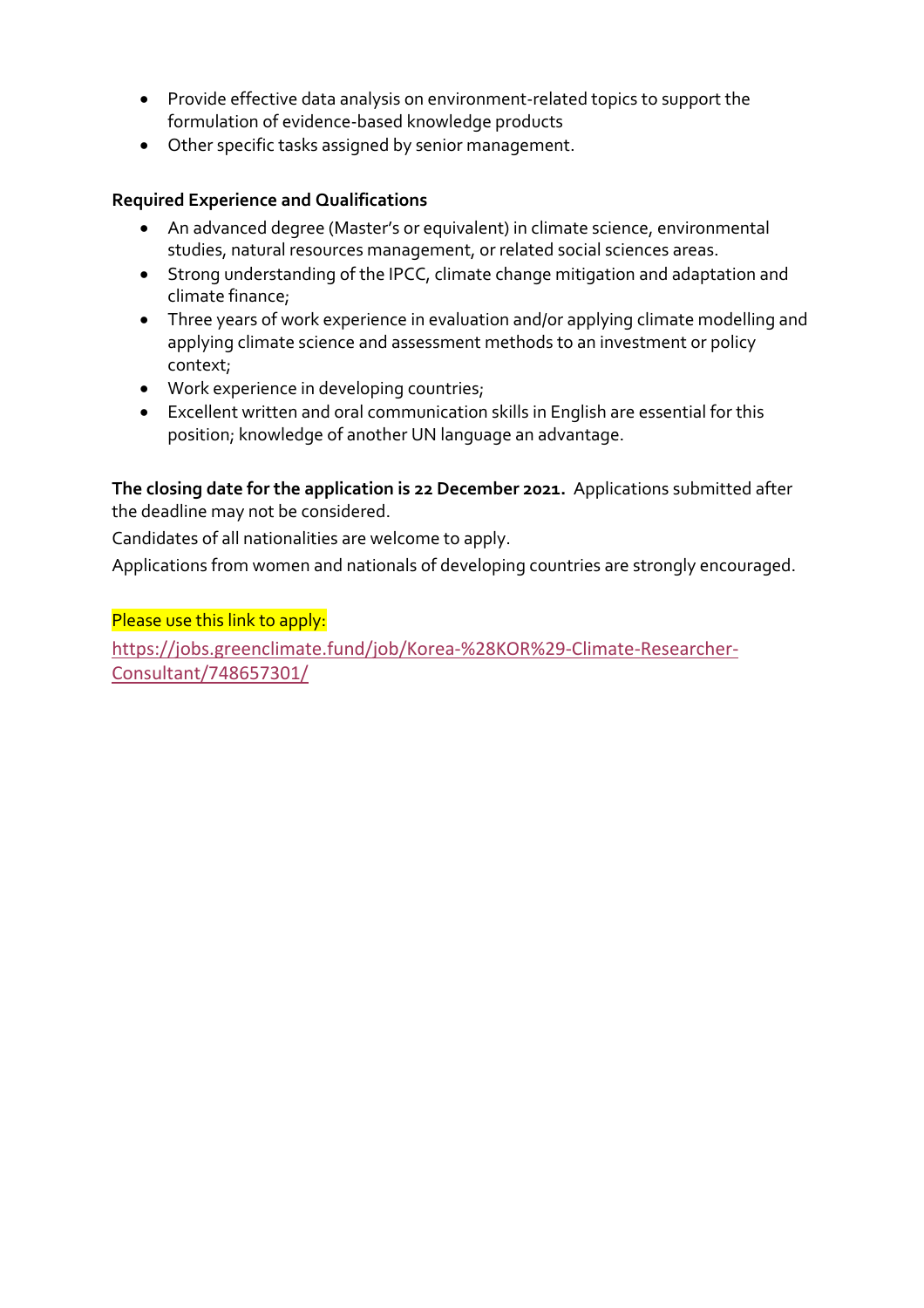- Provide effective data analysis on environment-related topics to support the formulation of evidence-based knowledge products
- Other specific tasks assigned by senior management.

**Required Experience and Qualifications**

- An advanced degree (Master's or equivalent) in climate science, environmental studies, natural resources management, or related social sciences areas.
- Strong understanding of the IPCC, climate change mitigation and adaptation and climate finance;
- Three years of work experience in evaluation and/or applying climate modelling and applying climate science and assessment methods to an investment or policy context;
- Work experience in developing countries;
- Excellent written and oral communication skills in English are essential for this position; knowledge of another UN language an advantage.

**The closing date for the application is 22 December 2021.** Applications submitted after the deadline may not be considered.

Candidates of all nationalities are welcome to apply.

Applications from women and nationals of developing countries are strongly encouraged.

Please use this link to apply:

https://jobs.greenclimate.fund/job/Korea-%28KOR%29-Climate-Researcher-Consultant/748657301/